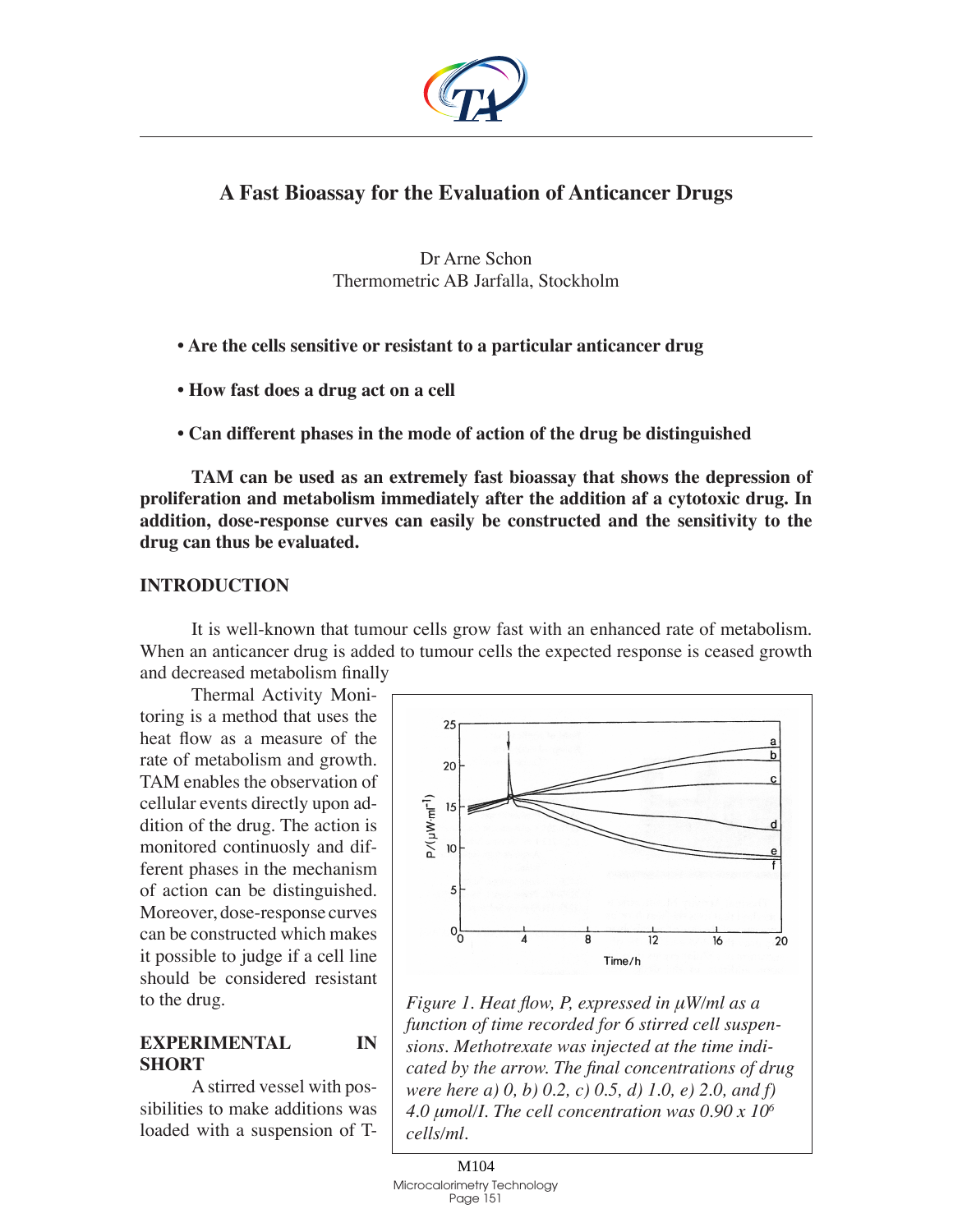# A Fast Bioassay for the Evaluation of Anticancer Drugs

Dr Arne Schon
Thermometric AB Jarfalla, Stockholm

- **Are the cells sensitive or resistant to a particular anticancer drug**
- **How fast does a drug act on a cell**
- **Can different phases in the mode of action of the drug be distinguished**

**TAM can be used as an extremely fast bioassay that shows the depression of proliferation and metabolism immediately after the addition af a cytotoxic drug. In addition, dose-response curves can easily be constructed and the sensitivity to the drug can thus be evaluated.**

## INTRODUCTION

It is well-known that tumour cells grow fast with an enhanced rate of metabolism. When an anticancer drug is added to tumour cells the expected response is ceased growth and decreased metabolism finally

Thermal Activity Monitoring is a method that uses the heat flow as a measure of the rate of metabolism and growth. TAM enables the observation of cellular events directly upon addition of the drug. The action is monitored continuously and different phases in the mechanism of action can be distinguished. Moreover, dose-response curves can be constructed which makes it possible to judge if a cell line should be considered resistant to the drug.

*Figure 1. Heat flow, P, expressed in µW/ml as a function of time recorded for 6 stirred cell suspensions. Methotrexate was injected at the time indicated by the arrow. The final concentrations of drug were here a) 0, b) 0.2, c) 0.5, d) 1.0, e) 2.0, and f) 4.0 µmol/l. The cell concentration was 0.90 x $10^6$ cells/ml.*

## EXPERIMENTAL IN SHORT

A stirred vessel with possibilities to make additions was loaded with a suspension of T-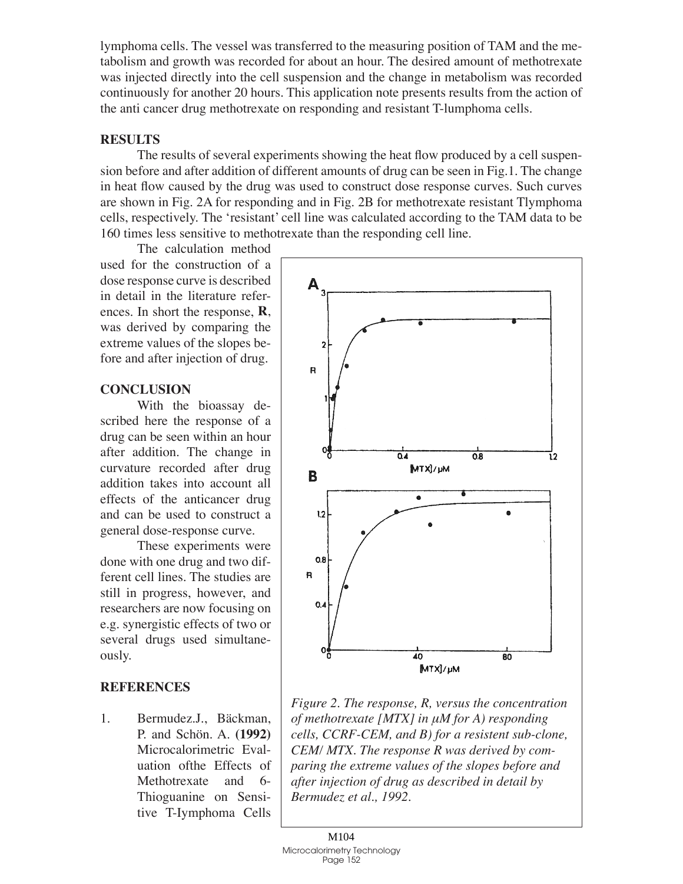lymphoma cells. The vessel was transferred to the measuring position of TAM and the metabolism and growth was recorded for about an hour. The desired amount of methotrexate was injected directly into the cell suspension and the change in metabolism was recorded continuously for another 20 hours. This application note presents results from the action of the anti cancer drug methotrexate on responding and resistant T-lumphoma cells.

## RESULTS

The results of several experiments showing the heat flow produced by a cell suspension before and after addition of different amounts of drug can be seen in Fig.1. The change in heat flow caused by the drug was used to construct dose response curves. Such curves are shown in Fig. 2A for responding and in Fig. 2B for methotrexate resistant Tlymphoma cells, respectively. The 'resistant' cell line was calculated according to the TAM data to be 160 times less sensitive to methotrexate than the responding cell line.

The calculation method used for the construction of a dose response curve is described in detail in the literature references. In short the response, **R**, was derived by comparing the extreme values of the slopes before and after injection of drug.

## CONCLUSION

With the bioassay described here the response of a drug can be seen within an hour after addition. The change in curvature recorded after drug addition takes into account all effects of the anticancer drug and can be used to construct a general dose-response curve.

These experiments were done with one drug and two different cell lines. The studies are still in progress, however, and researchers are now focusing on e.g. synergistic effects of two or several drugs used simultaneously.

*Figure 2. The response, R, versus the concentration of methotrexate [MTX] in μM for A) responding cells, CCRF-CEM, and B) for a resistent sub-clone, CEM/ MTX. The response R was derived by comparing the extreme values of the slopes before and after injection of drug as described in detail by Bermudez et al., 1992.*

## REFERENCES

1. Bermudez.J., Bäckman, P. and Schön. A. **(1992)** Microcalorimetric Evaluation ofthe Effects of Methotrexate and 6-Thioguanine on Sensitive T-lymphoma Cells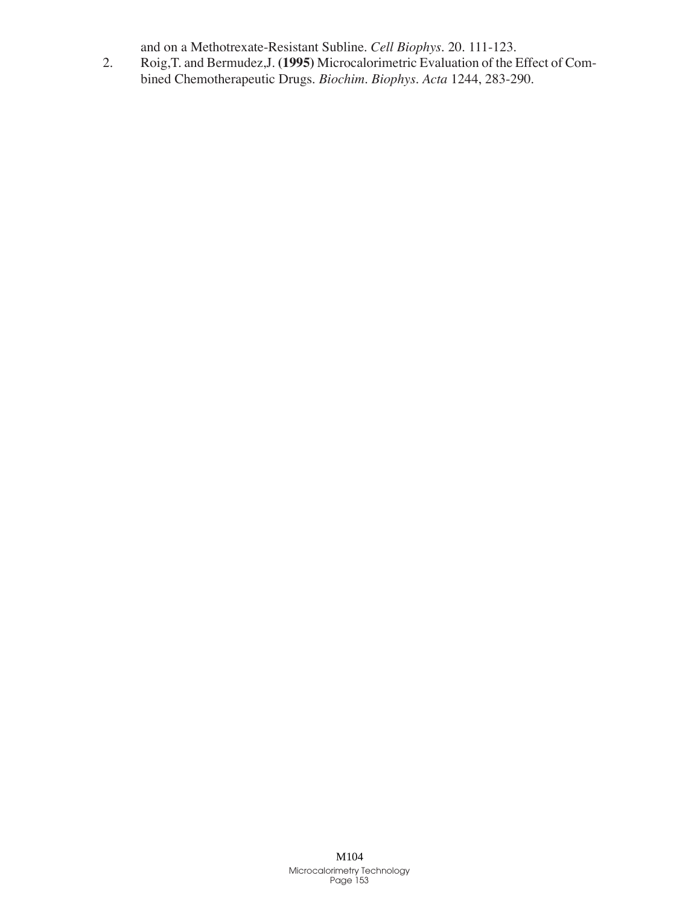and on a Methotrexate-Resistant Subline. *Cell Biophys.* 20. 111-123.

2. Roig,T. and Bermudez,J. **(1995)** Microcalorimetric Evaluation of the Effect of Combined Chemotherapeutic Drugs. *Biochim. Biophys. Acta* 1244, 283-290.